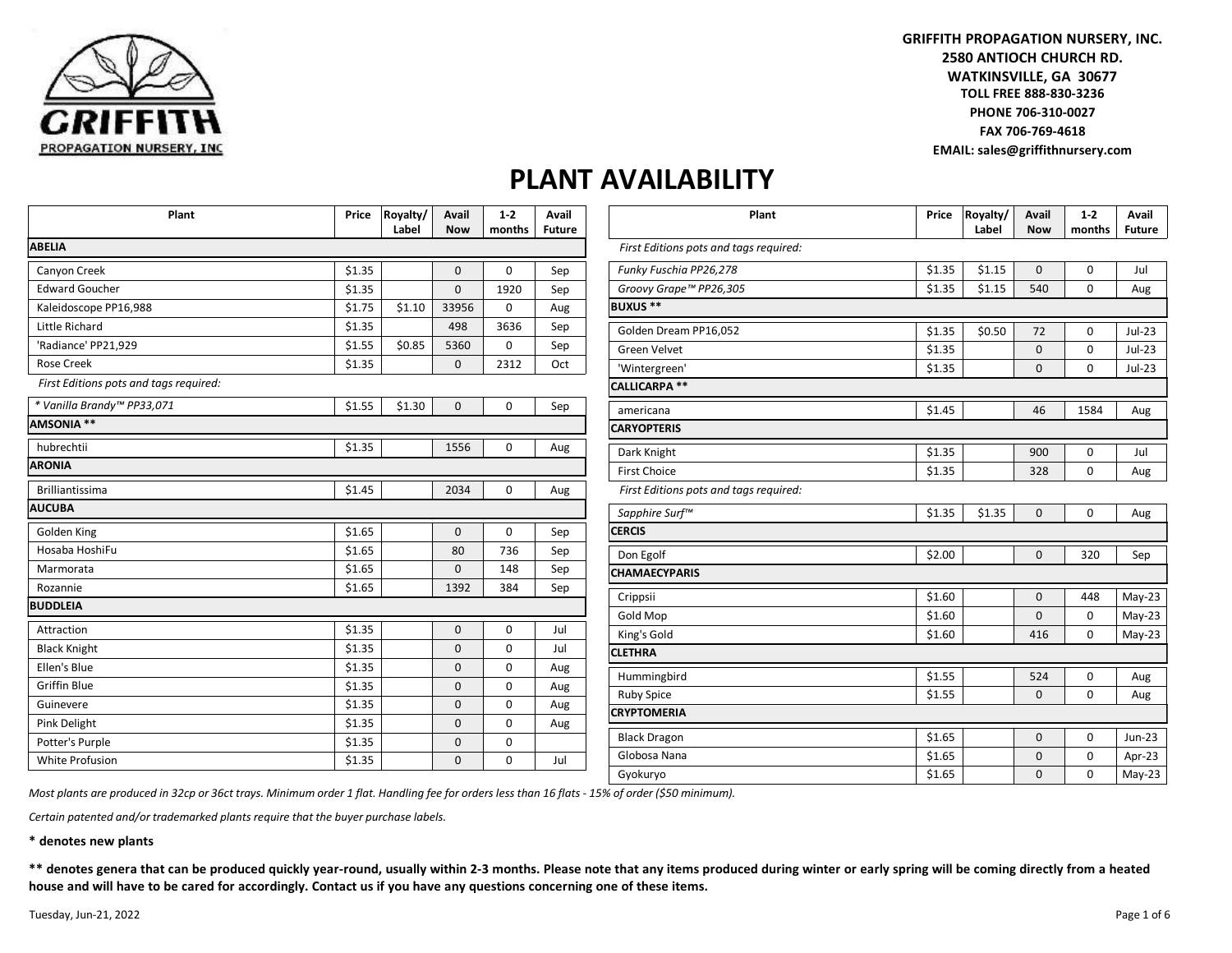GRIFFITH PROPAGATION NURSERY, INC.
2580 ANTIOCH CHURCH RD.
WATKINSVILLE, GA 30677
TOLL FREE 888-830-3236
PHONE 706-310-0027
FAX 706-769-4618
EMAIL: sales@griffithnursery.com

# PLANT AVAILABILITY

| Plant | Price | Royalty/ Label | Avail Now | 1-2 months | Avail Future |
|---|---|---|---|---|---|
| **ABELIA** | | | | | |
| Canyon Creek | $1.35 | | 0 | 0 | Sep |
| Edward Goucher | $1.35 | | 0 | 1920 | Sep |
| Kaleidoscope PP16,988 | $1.75 | $1.10 | 33956 | 0 | Aug |
| Little Richard | $1.35 | | 498 | 3636 | Sep |
| 'Radiance' PP21,929 | $1.55 | $0.85 | 5360 | 0 | Sep |
| Rose Creek | $1.35 | | 0 | 2312 | Oct |
| *First Editions pots and tags required:* | | | | | |
| *\* Vanilla Brandy™ PP33,071* | $1.55 | $1.30 | 0 | 0 | Sep |
| **AMSONIA \*\*** | | | | | |
| hubrechtii | $1.35 | | 1556 | 0 | Aug |
| **ARONIA** | | | | | |
| Brilliantissima | $1.45 | | 2034 | 0 | Aug |
| **AUCUBA** | | | | | |
| Golden King | $1.65 | | 0 | 0 | Sep |
| Hosaba HoshiFu | $1.65 | | 80 | 736 | Sep |
| Marmorata | $1.65 | | 0 | 148 | Sep |
| Rozannie | $1.65 | | 1392 | 384 | Sep |
| **BUDDLEIA** | | | | | |
| Attraction | $1.35 | | 0 | 0 | Jul |
| Black Knight | $1.35 | | 0 | 0 | Jul |
| Ellen's Blue | $1.35 | | 0 | 0 | Aug |
| Griffin Blue | $1.35 | | 0 | 0 | Aug |
| Guinevere | $1.35 | | 0 | 0 | Aug |
| Pink Delight | $1.35 | | 0 | 0 | Aug |
| Potter's Purple | $1.35 | | 0 | 0 | |
| White Profusion | $1.35 | | 0 | 0 | Jul |
| *First Editions pots and tags required:* | | | | | |
| *Funky Fuschia PP26,278* | $1.35 | $1.15 | 0 | 0 | Jul |
| *Groovy Grape™ PP26,305* | $1.35 | $1.15 | 540 | 0 | Aug |
| **BUXUS \*\*** | | | | | |
| Golden Dream PP16,052 | $1.35 | $0.50 | 72 | 0 | Jul-23 |
| Green Velvet | $1.35 | | 0 | 0 | Jul-23 |
| 'Wintergreen' | $1.35 | | 0 | 0 | Jul-23 |
| **CALLICARPA \*\*** | | | | | |
| americana | $1.45 | | 46 | 1584 | Aug |
| **CARYOPTERIS** | | | | | |
| Dark Knight | $1.35 | | 900 | 0 | Jul |
| First Choice | $1.35 | | 328 | 0 | Aug |
| *First Editions pots and tags required:* | | | | | |
| *Sapphire Surf™* | $1.35 | $1.35 | 0 | 0 | Aug |
| **CERCIS** | | | | | |
| Don Egolf | $2.00 | | 0 | 320 | Sep |
| **CHAMAECYPARIS** | | | | | |
| Crippsii | $1.60 | | 0 | 448 | May-23 |
| Gold Mop | $1.60 | | 0 | 0 | May-23 |
| King's Gold | $1.60 | | 416 | 0 | May-23 |
| **CLETHRA** | | | | | |
| Hummingbird | $1.55 | | 524 | 0 | Aug |
| Ruby Spice | $1.55 | | 0 | 0 | Aug |
| **CRYPTOMERIA** | | | | | |
| Black Dragon | $1.65 | | 0 | 0 | Jun-23 |
| Globosa Nana | $1.65 | | 0 | 0 | Apr-23 |
| Gyokuryo | $1.65 | | 0 | 0 | May-23 |

*Most plants are produced in 32cp or 36ct trays. Minimum order 1 flat. Handling fee for orders less than 16 flats - 15% of order ($50 minimum).*

*Certain patented and/or trademarked plants require that the buyer purchase labels.*

**\* denotes new plants**

**\*\* denotes genera that can be produced quickly year-round, usually within 2-3 months. Please note that any items produced during winter or early spring will be coming directly from a heated house and will have to be cared for accordingly. Contact us if you have any questions concerning one of these items.**

Tuesday, Jun-21, 2022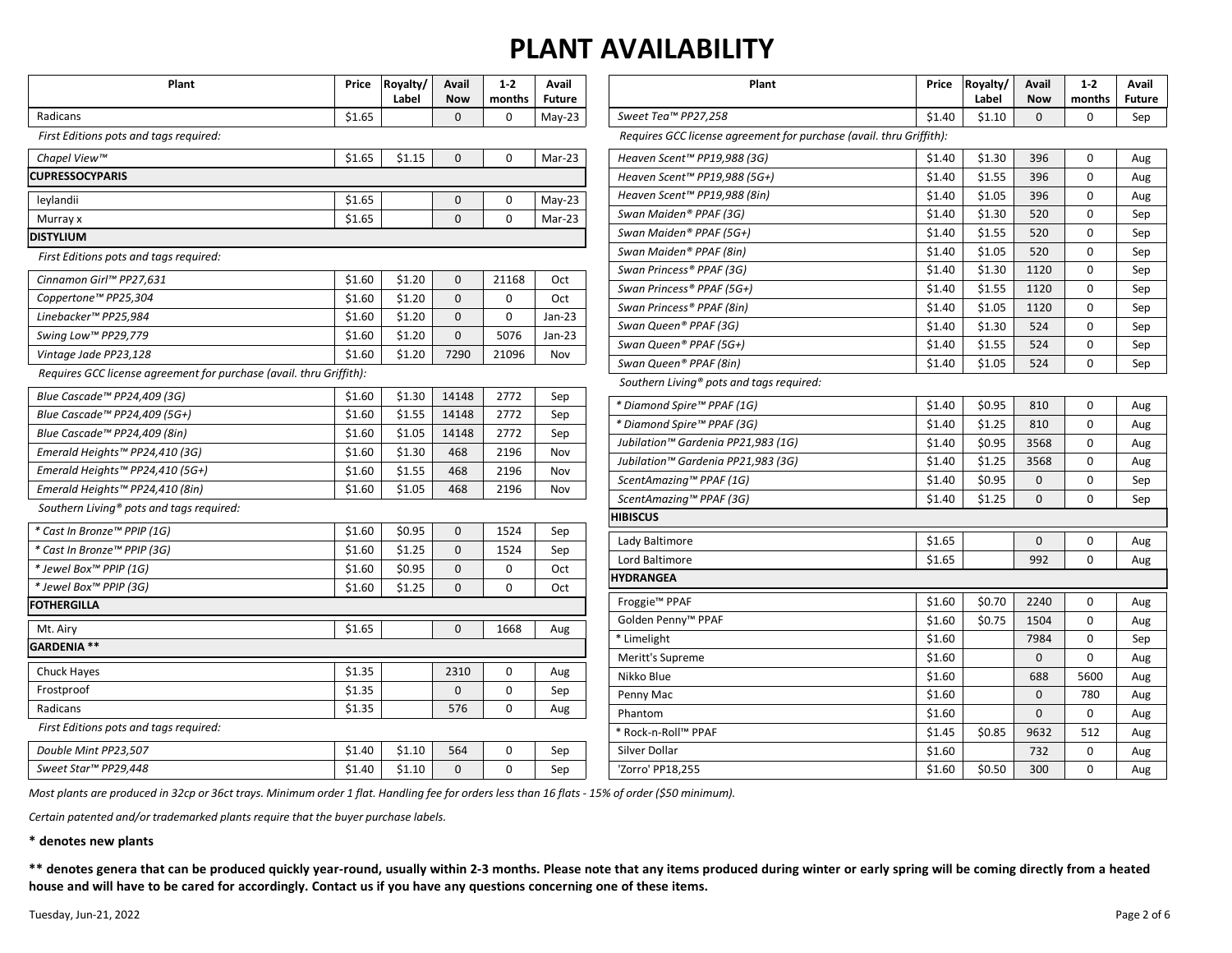# PLANT AVAILABILITY

| Plant | Price | Royalty/ Label | Avail Now | 1-2 months | Avail Future |
|---|---|---|---|---|---|
| Radicans | $1.65 | | 0 | 0 | May-23 |
| *First Editions pots and tags required:* | | | | | |
| *Chapel View™* | $1.65 | $1.15 | 0 | 0 | Mar-23 |
| **CUPRESSOCYPARIS** | | | | | |
| leylandii | $1.65 | | 0 | 0 | May-23 |
| Murray x | $1.65 | | 0 | 0 | Mar-23 |
| **DISTYLIUM** | | | | | |
| *First Editions pots and tags required:* | | | | | |
| *Cinnamon Girl™ PP27,631* | $1.60 | $1.20 | 0 | 21168 | Oct |
| *Coppertone™ PP25,304* | $1.60 | $1.20 | 0 | 0 | Oct |
| *Linebacker™ PP25,984* | $1.60 | $1.20 | 0 | 0 | Jan-23 |
| *Swing Low™ PP29,779* | $1.60 | $1.20 | 0 | 5076 | Jan-23 |
| *Vintage Jade PP23,128* | $1.60 | $1.20 | 7290 | 21096 | Nov |
| *Requires GCC license agreement for purchase (avail. thru Griffith):* | | | | | |
| *Blue Cascade™ PP24,409 (3G)* | $1.60 | $1.30 | 14148 | 2772 | Sep |
| *Blue Cascade™ PP24,409 (5G+)* | $1.60 | $1.55 | 14148 | 2772 | Sep |
| *Blue Cascade™ PP24,409 (8in)* | $1.60 | $1.05 | 14148 | 2772 | Sep |
| *Emerald Heights™ PP24,410 (3G)* | $1.60 | $1.30 | 468 | 2196 | Nov |
| *Emerald Heights™ PP24,410 (5G+)* | $1.60 | $1.55 | 468 | 2196 | Nov |
| *Emerald Heights™ PP24,410 (8in)* | $1.60 | $1.05 | 468 | 2196 | Nov |
| *Southern Living® pots and tags required:* | | | | | |
| *\* Cast In Bronze™ PPIP (1G)* | $1.60 | $0.95 | 0 | 1524 | Sep |
| *\* Cast In Bronze™ PPIP (3G)* | $1.60 | $1.25 | 0 | 1524 | Sep |
| *\* Jewel Box™ PPIP (1G)* | $1.60 | $0.95 | 0 | 0 | Oct |
| *\* Jewel Box™ PPIP (3G)* | $1.60 | $1.25 | 0 | 0 | Oct |
| **FOTHERGILLA** | | | | | |
| Mt. Airy | $1.65 | | 0 | 1668 | Aug |
| **GARDENIA \*\*** | | | | | |
| Chuck Hayes | $1.35 | | 2310 | 0 | Aug |
| Frostproof | $1.35 | | 0 | 0 | Sep |
| Radicans | $1.35 | | 576 | 0 | Aug |
| *First Editions pots and tags required:* | | | | | |
| *Double Mint PP23,507* | $1.40 | $1.10 | 564 | 0 | Sep |
| *Sweet Star™ PP29,448* | $1.40 | $1.10 | 0 | 0 | Sep |
| *Sweet Tea™ PP27,258* | $1.40 | $1.10 | 0 | 0 | Sep |
| *Requires GCC license agreement for purchase (avail. thru Griffith):* | | | | | |
| *Heaven Scent™ PP19,988 (3G)* | $1.40 | $1.30 | 396 | 0 | Aug |
| *Heaven Scent™ PP19,988 (5G+)* | $1.40 | $1.55 | 396 | 0 | Aug |
| *Heaven Scent™ PP19,988 (8in)* | $1.40 | $1.05 | 396 | 0 | Aug |
| *Swan Maiden® PPAF (3G)* | $1.40 | $1.30 | 520 | 0 | Sep |
| *Swan Maiden® PPAF (5G+)* | $1.40 | $1.55 | 520 | 0 | Sep |
| *Swan Maiden® PPAF (8in)* | $1.40 | $1.05 | 520 | 0 | Sep |
| *Swan Princess® PPAF (3G)* | $1.40 | $1.30 | 1120 | 0 | Sep |
| *Swan Princess® PPAF (5G+)* | $1.40 | $1.55 | 1120 | 0 | Sep |
| *Swan Princess® PPAF (8in)* | $1.40 | $1.05 | 1120 | 0 | Sep |
| *Swan Queen® PPAF (3G)* | $1.40 | $1.30 | 524 | 0 | Sep |
| *Swan Queen® PPAF (5G+)* | $1.40 | $1.55 | 524 | 0 | Sep |
| *Swan Queen® PPAF (8in)* | $1.40 | $1.05 | 524 | 0 | Sep |
| *Southern Living® pots and tags required:* | | | | | |
| *\* Diamond Spire™ PPAF (1G)* | $1.40 | $0.95 | 810 | 0 | Aug |
| *\* Diamond Spire™ PPAF (3G)* | $1.40 | $1.25 | 810 | 0 | Aug |
| *Jubilation™ Gardenia PP21,983 (1G)* | $1.40 | $0.95 | 3568 | 0 | Aug |
| *Jubilation™ Gardenia PP21,983 (3G)* | $1.40 | $1.25 | 3568 | 0 | Aug |
| *ScentAmazing™ PPAF (1G)* | $1.40 | $0.95 | 0 | 0 | Sep |
| *ScentAmazing™ PPAF (3G)* | $1.40 | $1.25 | 0 | 0 | Sep |
| **HIBISCUS** | | | | | |
| Lady Baltimore | $1.65 | | 0 | 0 | Aug |
| Lord Baltimore | $1.65 | | 992 | 0 | Aug |
| **HYDRANGEA** | | | | | |
| Froggie™ PPAF | $1.60 | $0.70 | 2240 | 0 | Aug |
| Golden Penny™ PPAF | $1.60 | $0.75 | 1504 | 0 | Aug |
| * Limelight | $1.60 | | 7984 | 0 | Sep |
| Meritt's Supreme | $1.60 | | 0 | 0 | Aug |
| Nikko Blue | $1.60 | | 688 | 5600 | Aug |
| Penny Mac | $1.60 | | 0 | 780 | Aug |
| Phantom | $1.60 | | 0 | 0 | Aug |
| * Rock-n-Roll™ PPAF | $1.45 | $0.85 | 9632 | 512 | Aug |
| Silver Dollar | $1.60 | | 732 | 0 | Aug |
| 'Zorro' PP18,255 | $1.60 | $0.50 | 300 | 0 | Aug |

*Most plants are produced in 32cp or 36ct trays. Minimum order 1 flat. Handling fee for orders less than 16 flats - 15% of order ($50 minimum).*

*Certain patented and/or trademarked plants require that the buyer purchase labels.*

**\* denotes new plants**

**\*\* denotes genera that can be produced quickly year-round, usually within 2-3 months. Please note that any items produced during winter or early spring will be coming directly from a heated house and will have to be cared for accordingly. Contact us if you have any questions concerning one of these items.**

Tuesday, Jun-21, 2022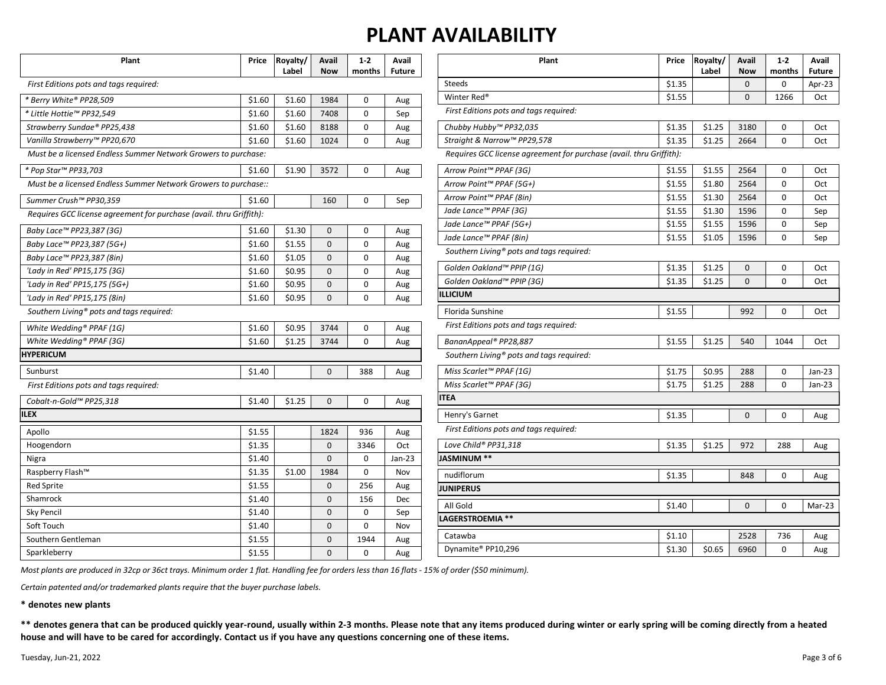# PLANT AVAILABILITY

| Plant | Price | Royalty/ Label | Avail Now | 1-2 months | Avail Future |
|---|---|---|---|---|---|
| *First Editions pots and tags required:* | | | | | |
| *\* Berry White® PP28,509* | $1.60 | $1.60 | 1984 | 0 | Aug |
| *\* Little Hottie™ PP32,549* | $1.60 | $1.60 | 7408 | 0 | Sep |
| *Strawberry Sundae® PP25,438* | $1.60 | $1.60 | 8188 | 0 | Aug |
| *Vanilla Strawberry™ PP20,670* | $1.60 | $1.60 | 1024 | 0 | Aug |
| *Must be a licensed Endless Summer Network Growers to purchase:* | | | | | |
| *\* Pop Star™ PP33,703* | $1.60 | $1.90 | 3572 | 0 | Aug |
| *Must be a licensed Endless Summer Network Growers to purchase::* | | | | | |
| *Summer Crush™ PP30,359* | $1.60 | | 160 | 0 | Sep |
| *Requires GCC license agreement for purchase (avail. thru Griffith):* | | | | | |
| *Baby Lace™ PP23,387 (3G)* | $1.60 | $1.30 | 0 | 0 | Aug |
| *Baby Lace™ PP23,387 (5G+)* | $1.60 | $1.55 | 0 | 0 | Aug |
| *Baby Lace™ PP23,387 (8in)* | $1.60 | $1.05 | 0 | 0 | Aug |
| *'Lady in Red' PP15,175 (3G)* | $1.60 | $0.95 | 0 | 0 | Aug |
| *'Lady in Red' PP15,175 (5G+)* | $1.60 | $0.95 | 0 | 0 | Aug |
| *'Lady in Red' PP15,175 (8in)* | $1.60 | $0.95 | 0 | 0 | Aug |
| *Southern Living® pots and tags required:* | | | | | |
| *White Wedding® PPAF (1G)* | $1.60 | $0.95 | 3744 | 0 | Aug |
| *White Wedding® PPAF (3G)* | $1.60 | $1.25 | 3744 | 0 | Aug |
| **HYPERICUM** | | | | | |
| Sunburst | $1.40 | | 0 | 388 | Aug |
| *First Editions pots and tags required:* | | | | | |
| *Cobalt-n-Gold™ PP25,318* | $1.40 | $1.25 | 0 | 0 | Aug |
| **ILEX** | | | | | |
| Apollo | $1.55 | | 1824 | 936 | Aug |
| Hoogendorn | $1.35 | | 0 | 3346 | Oct |
| Nigra | $1.40 | | 0 | 0 | Jan-23 |
| Raspberry Flash™ | $1.35 | $1.00 | 1984 | 0 | Nov |
| Red Sprite | $1.55 | | 0 | 256 | Aug |
| Shamrock | $1.40 | | 0 | 156 | Dec |
| Sky Pencil | $1.40 | | 0 | 0 | Sep |
| Soft Touch | $1.40 | | 0 | 0 | Nov |
| Southern Gentleman | $1.55 | | 0 | 1944 | Aug |
| Sparkleberry | $1.55 | | 0 | 0 | Aug |
| Steeds | $1.35 | | 0 | 0 | Apr-23 |
| Winter Red® | $1.55 | | 0 | 1266 | Oct |
| *First Editions pots and tags required:* | | | | | |
| *Chubby Hubby™ PP32,035* | $1.35 | $1.25 | 3180 | 0 | Oct |
| *Straight & Narrow™ PP29,578* | $1.35 | $1.25 | 2664 | 0 | Oct |
| *Requires GCC license agreement for purchase (avail. thru Griffith):* | | | | | |
| *Arrow Point™ PPAF (3G)* | $1.55 | $1.55 | 2564 | 0 | Oct |
| *Arrow Point™ PPAF (5G+)* | $1.55 | $1.80 | 2564 | 0 | Oct |
| *Arrow Point™ PPAF (8in)* | $1.55 | $1.30 | 2564 | 0 | Oct |
| *Jade Lance™ PPAF (3G)* | $1.55 | $1.30 | 1596 | 0 | Sep |
| *Jade Lance™ PPAF (5G+)* | $1.55 | $1.55 | 1596 | 0 | Sep |
| *Jade Lance™ PPAF (8in)* | $1.55 | $1.05 | 1596 | 0 | Sep |
| *Southern Living® pots and tags required:* | | | | | |
| *Golden Oakland™ PPIP (1G)* | $1.35 | $1.25 | 0 | 0 | Oct |
| *Golden Oakland™ PPIP (3G)* | $1.35 | $1.25 | 0 | 0 | Oct |
| **ILLICIUM** | | | | | |
| Florida Sunshine | $1.55 | | 992 | 0 | Oct |
| *First Editions pots and tags required:* | | | | | |
| *BananAppeal® PP28,887* | $1.55 | $1.25 | 540 | 1044 | Oct |
| *Southern Living® pots and tags required:* | | | | | |
| *Miss Scarlet™ PPAF (1G)* | $1.75 | $0.95 | 288 | 0 | Jan-23 |
| *Miss Scarlet™ PPAF (3G)* | $1.75 | $1.25 | 288 | 0 | Jan-23 |
| **ITEA** | | | | | |
| Henry's Garnet | $1.35 | | 0 | 0 | Aug |
| *First Editions pots and tags required:* | | | | | |
| *Love Child® PP31,318* | $1.35 | $1.25 | 972 | 288 | Aug |
| **JASMINUM \*\*** | | | | | |
| nudiflorum | $1.35 | | 848 | 0 | Aug |
| **JUNIPERUS** | | | | | |
| All Gold | $1.40 | | 0 | 0 | Mar-23 |
| **LAGERSTROEMIA \*\*** | | | | | |
| Catawba | $1.10 | | 2528 | 736 | Aug |
| Dynamite® PP10,296 | $1.30 | $0.65 | 6960 | 0 | Aug |

*Most plants are produced in 32cp or 36ct trays. Minimum order 1 flat. Handling fee for orders less than 16 flats - 15% of order ($50 minimum).*

*Certain patented and/or trademarked plants require that the buyer purchase labels.*

**\* denotes new plants**

**\*\* denotes genera that can be produced quickly year-round, usually within 2-3 months. Please note that any items produced during winter or early spring will be coming directly from a heated house and will have to be cared for accordingly. Contact us if you have any questions concerning one of these items.**

Tuesday, Jun-21, 2022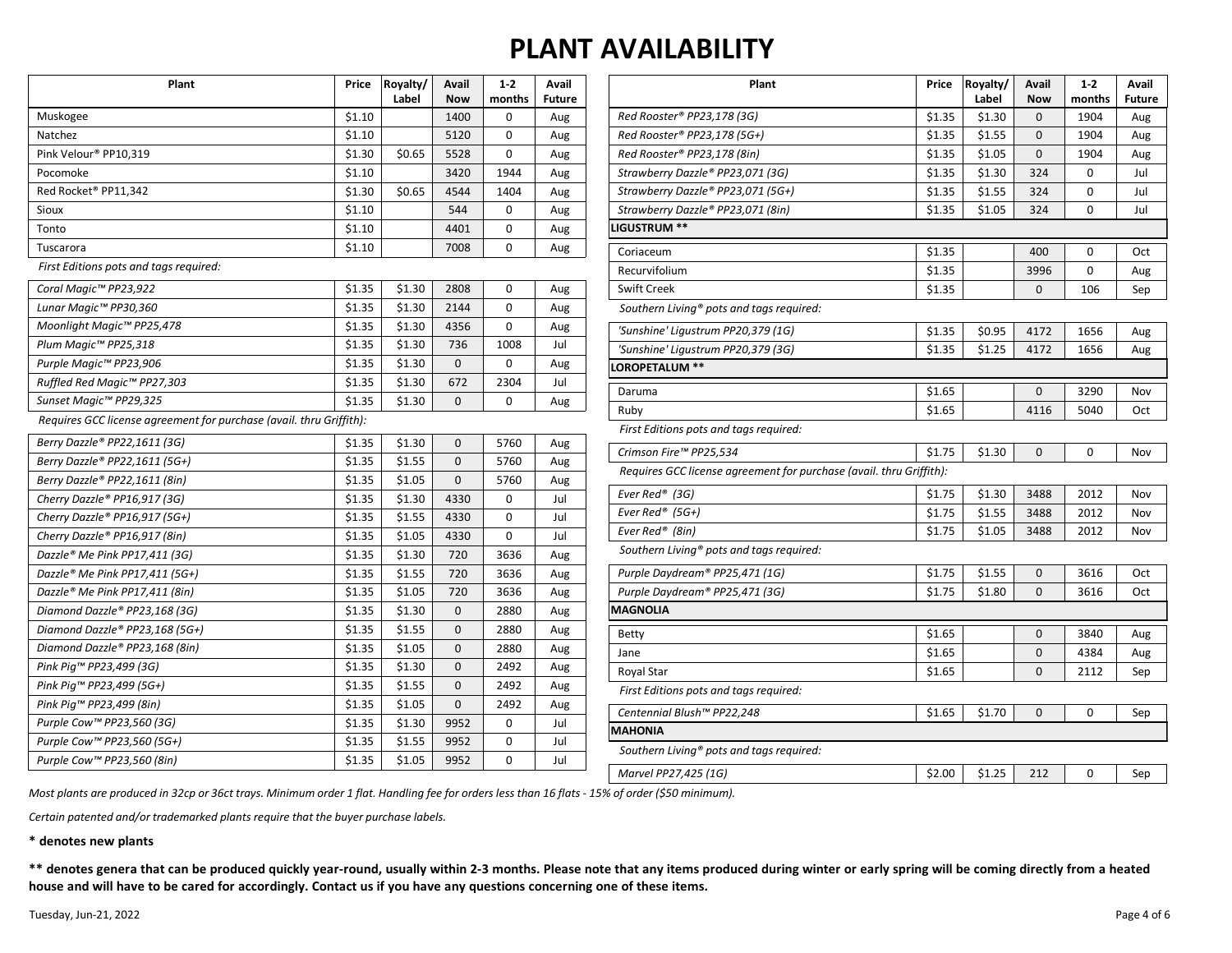# PLANT AVAILABILITY

| Plant | Price | Royalty/ Label | Avail Now | 1-2 months | Avail Future |
|---|---|---|---|---|---|
| Muskogee | $1.10 | | 1400 | 0 | Aug |
| Natchez | $1.10 | | 5120 | 0 | Aug |
| Pink Velour® PP10,319 | $1.30 | $0.65 | 5528 | 0 | Aug |
| Pocomoke | $1.10 | | 3420 | 1944 | Aug |
| Red Rocket® PP11,342 | $1.30 | $0.65 | 4544 | 1404 | Aug |
| Sioux | $1.10 | | 544 | 0 | Aug |
| Tonto | $1.10 | | 4401 | 0 | Aug |
| Tuscarora | $1.10 | | 7008 | 0 | Aug |
| *First Editions pots and tags required:* | | | | | |
| *Coral Magic™ PP23,922* | $1.35 | $1.30 | 2808 | 0 | Aug |
| *Lunar Magic™ PP30,360* | $1.35 | $1.30 | 2144 | 0 | Aug |
| *Moonlight Magic™ PP25,478* | $1.35 | $1.30 | 4356 | 0 | Aug |
| *Plum Magic™ PP25,318* | $1.35 | $1.30 | 736 | 1008 | Jul |
| *Purple Magic™ PP23,906* | $1.35 | $1.30 | 0 | 0 | Aug |
| *Ruffled Red Magic™ PP27,303* | $1.35 | $1.30 | 672 | 2304 | Jul |
| *Sunset Magic™ PP29,325* | $1.35 | $1.30 | 0 | 0 | Aug |
| *Requires GCC license agreement for purchase (avail. thru Griffith):* | | | | | |
| *Berry Dazzle® PP22,1611 (3G)* | $1.35 | $1.30 | 0 | 5760 | Aug |
| *Berry Dazzle® PP22,1611 (5G+)* | $1.35 | $1.55 | 0 | 5760 | Aug |
| *Berry Dazzle® PP22,1611 (8in)* | $1.35 | $1.05 | 0 | 5760 | Aug |
| *Cherry Dazzle® PP16,917 (3G)* | $1.35 | $1.30 | 4330 | 0 | Jul |
| *Cherry Dazzle® PP16,917 (5G+)* | $1.35 | $1.55 | 4330 | 0 | Jul |
| *Cherry Dazzle® PP16,917 (8in)* | $1.35 | $1.05 | 4330 | 0 | Jul |
| *Dazzle® Me Pink PP17,411 (3G)* | $1.35 | $1.30 | 720 | 3636 | Aug |
| *Dazzle® Me Pink PP17,411 (5G+)* | $1.35 | $1.55 | 720 | 3636 | Aug |
| *Dazzle® Me Pink PP17,411 (8in)* | $1.35 | $1.05 | 720 | 3636 | Aug |
| *Diamond Dazzle® PP23,168 (3G)* | $1.35 | $1.30 | 0 | 2880 | Aug |
| *Diamond Dazzle® PP23,168 (5G+)* | $1.35 | $1.55 | 0 | 2880 | Aug |
| *Diamond Dazzle® PP23,168 (8in)* | $1.35 | $1.05 | 0 | 2880 | Aug |
| *Pink Pig™ PP23,499 (3G)* | $1.35 | $1.30 | 0 | 2492 | Aug |
| *Pink Pig™ PP23,499 (5G+)* | $1.35 | $1.55 | 0 | 2492 | Aug |
| *Pink Pig™ PP23,499 (8in)* | $1.35 | $1.05 | 0 | 2492 | Aug |
| *Purple Cow™ PP23,560 (3G)* | $1.35 | $1.30 | 9952 | 0 | Jul |
| *Purple Cow™ PP23,560 (5G+)* | $1.35 | $1.55 | 9952 | 0 | Jul |
| *Purple Cow™ PP23,560 (8in)* | $1.35 | $1.05 | 9952 | 0 | Jul |

| Plant | Price | Royalty/ Label | Avail Now | 1-2 months | Avail Future |
|---|---|---|---|---|---|
| *Red Rooster® PP23,178 (3G)* | $1.35 | $1.30 | 0 | 1904 | Aug |
| *Red Rooster® PP23,178 (5G+)* | $1.35 | $1.55 | 0 | 1904 | Aug |
| *Red Rooster® PP23,178 (8in)* | $1.35 | $1.05 | 0 | 1904 | Aug |
| *Strawberry Dazzle® PP23,071 (3G)* | $1.35 | $1.30 | 324 | 0 | Jul |
| *Strawberry Dazzle® PP23,071 (5G+)* | $1.35 | $1.55 | 324 | 0 | Jul |
| *Strawberry Dazzle® PP23,071 (8in)* | $1.35 | $1.05 | 324 | 0 | Jul |
| **LIGUSTRUM ** ** | | | | | |
| Coriaceum | $1.35 | | 400 | 0 | Oct |
| Recurvifolium | $1.35 | | 3996 | 0 | Aug |
| Swift Creek | $1.35 | | 0 | 106 | Sep |
| *Southern Living® pots and tags required:* | | | | | |
| *'Sunshine' Ligustrum PP20,379 (1G)* | $1.35 | $0.95 | 4172 | 1656 | Aug |
| *'Sunshine' Ligustrum PP20,379 (3G)* | $1.35 | $1.25 | 4172 | 1656 | Aug |
| **LOROPETALUM ** ** | | | | | |
| Daruma | $1.65 | | 0 | 3290 | Nov |
| Ruby | $1.65 | | 4116 | 5040 | Oct |
| *First Editions pots and tags required:* | | | | | |
| *Crimson Fire™ PP25,534* | $1.75 | $1.30 | 0 | 0 | Nov |
| *Requires GCC license agreement for purchase (avail. thru Griffith):* | | | | | |
| *Ever Red® (3G)* | $1.75 | $1.30 | 3488 | 2012 | Nov |
| *Ever Red® (5G+)* | $1.75 | $1.55 | 3488 | 2012 | Nov |
| *Ever Red® (8in)* | $1.75 | $1.05 | 3488 | 2012 | Nov |
| *Southern Living® pots and tags required:* | | | | | |
| *Purple Daydream® PP25,471 (1G)* | $1.75 | $1.55 | 0 | 3616 | Oct |
| *Purple Daydream® PP25,471 (3G)* | $1.75 | $1.80 | 0 | 3616 | Oct |
| **MAGNOLIA** | | | | | |
| Betty | $1.65 | | 0 | 3840 | Aug |
| Jane | $1.65 | | 0 | 4384 | Aug |
| Royal Star | $1.65 | | 0 | 2112 | Sep |
| *First Editions pots and tags required:* | | | | | |
| *Centennial Blush™ PP22,248* | $1.65 | $1.70 | 0 | 0 | Sep |
| **MAHONIA** | | | | | |
| *Southern Living® pots and tags required:* | | | | | |
| *Marvel PP27,425 (1G)* | $2.00 | $1.25 | 212 | 0 | Sep |

*Most plants are produced in 32cp or 36ct trays. Minimum order 1 flat. Handling fee for orders less than 16 flats - 15% of order ($50 minimum).*

*Certain patented and/or trademarked plants require that the buyer purchase labels.*

**\* denotes new plants**

**\*\* denotes genera that can be produced quickly year-round, usually within 2-3 months. Please note that any items produced during winter or early spring will be coming directly from a heated house and will have to be cared for accordingly. Contact us if you have any questions concerning one of these items.**

Tuesday, Jun-21, 2022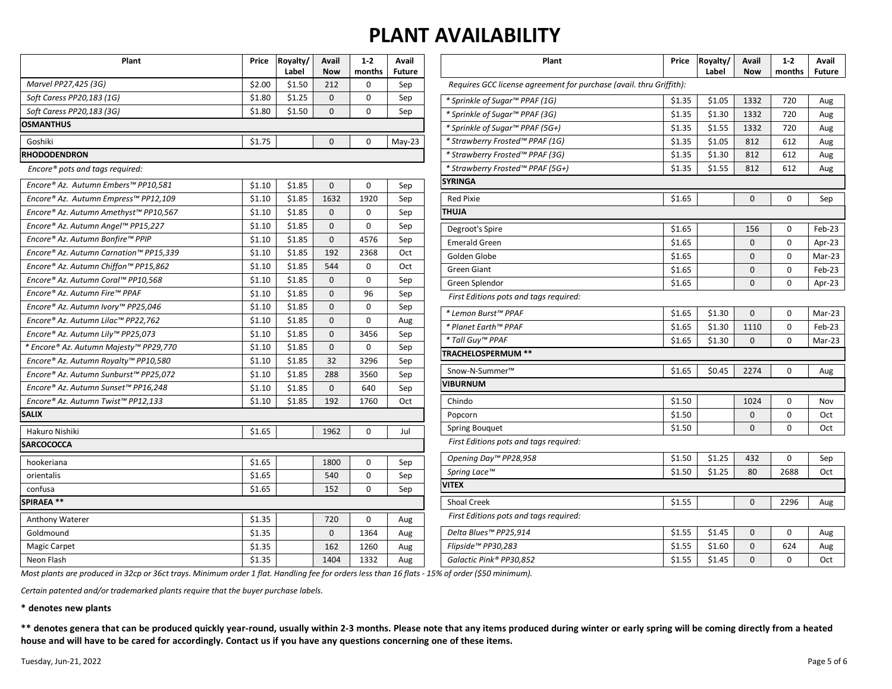# PLANT AVAILABILITY

| Plant | Price | Royalty/ Label | Avail Now | 1-2 months | Avail Future |
|---|---|---|---|---|---|
| *Marvel PP27,425 (3G)* | $2.00 | $1.50 | 212 | 0 | Sep |
| *Soft Caress PP20,183 (1G)* | $1.80 | $1.25 | 0 | 0 | Sep |
| *Soft Caress PP20,183 (3G)* | $1.80 | $1.50 | 0 | 0 | Sep |
| **OSMANTHUS** | | | | | |
| Goshiki | $1.75 | | 0 | 0 | May-23 |
| **RHODODENDRON** | | | | | |
| *Encore® pots and tags required:* | | | | | |
| *Encore® Az. Autumn Embers™ PP10,581* | $1.10 | $1.85 | 0 | 0 | Sep |
| *Encore® Az. Autumn Empress™ PP12,109* | $1.10 | $1.85 | 1632 | 1920 | Sep |
| *Encore® Az. Autumn Amethyst™ PP10,567* | $1.10 | $1.85 | 0 | 0 | Sep |
| *Encore® Az. Autumn Angel™ PP15,227* | $1.10 | $1.85 | 0 | 0 | Sep |
| *Encore® Az. Autumn Bonfire™ PPIP* | $1.10 | $1.85 | 0 | 4576 | Sep |
| *Encore® Az. Autumn Carnation™ PP15,339* | $1.10 | $1.85 | 192 | 2368 | Oct |
| *Encore® Az. Autumn Chiffon™ PP15,862* | $1.10 | $1.85 | 544 | 0 | Oct |
| *Encore® Az. Autumn Coral™ PP10,568* | $1.10 | $1.85 | 0 | 0 | Sep |
| *Encore® Az. Autumn Fire™ PPAF* | $1.10 | $1.85 | 0 | 96 | Sep |
| *Encore® Az. Autumn Ivory™ PP25,046* | $1.10 | $1.85 | 0 | 0 | Sep |
| *Encore® Az. Autumn Lilac™ PP22,762* | $1.10 | $1.85 | 0 | 0 | Aug |
| *Encore® Az. Autumn Lily™ PP25,073* | $1.10 | $1.85 | 0 | 3456 | Sep |
| *\* Encore® Az. Autumn Majesty™ PP29,770* | $1.10 | $1.85 | 0 | 0 | Sep |
| *Encore® Az. Autumn Royalty™ PP10,580* | $1.10 | $1.85 | 32 | 3296 | Sep |
| *Encore® Az. Autumn Sunburst™ PP25,072* | $1.10 | $1.85 | 288 | 3560 | Sep |
| *Encore® Az. Autumn Sunset™ PP16,248* | $1.10 | $1.85 | 0 | 640 | Sep |
| *Encore® Az. Autumn Twist™ PP12,133* | $1.10 | $1.85 | 192 | 1760 | Oct |
| **SALIX** | | | | | |
| Hakuro Nishiki | $1.65 | | 1962 | 0 | Jul |
| **SARCOCOCCA** | | | | | |
| hookeriana | $1.65 | | 1800 | 0 | Sep |
| orientalis | $1.65 | | 540 | 0 | Sep |
| confusa | $1.65 | | 152 | 0 | Sep |
| **SPIRAEA \*\*** | | | | | |
| Anthony Waterer | $1.35 | | 720 | 0 | Aug |
| Goldmound | $1.35 | | 0 | 1364 | Aug |
| Magic Carpet | $1.35 | | 162 | 1260 | Aug |
| Neon Flash | $1.35 | | 1404 | 1332 | Aug |
| *Requires GCC license agreement for purchase (avail. thru Griffith):* | | | | | |
| *\* Sprinkle of Sugar™ PPAF (1G)* | $1.35 | $1.05 | 1332 | 720 | Aug |
| *\* Sprinkle of Sugar™ PPAF (3G)* | $1.35 | $1.30 | 1332 | 720 | Aug |
| *\* Sprinkle of Sugar™ PPAF (5G+)* | $1.35 | $1.55 | 1332 | 720 | Aug |
| *\* Strawberry Frosted™ PPAF (1G)* | $1.35 | $1.05 | 812 | 612 | Aug |
| *\* Strawberry Frosted™ PPAF (3G)* | $1.35 | $1.30 | 812 | 612 | Aug |
| *\* Strawberry Frosted™ PPAF (5G+)* | $1.35 | $1.55 | 812 | 612 | Aug |
| **SYRINGA** | | | | | |
| Red Pixie | $1.65 | | 0 | 0 | Sep |
| **THUJA** | | | | | |
| Degroot's Spire | $1.65 | | 156 | 0 | Feb-23 |
| Emerald Green | $1.65 | | 0 | 0 | Apr-23 |
| Golden Globe | $1.65 | | 0 | 0 | Mar-23 |
| Green Giant | $1.65 | | 0 | 0 | Feb-23 |
| Green Splendor | $1.65 | | 0 | 0 | Apr-23 |
| *First Editions pots and tags required:* | | | | | |
| *\* Lemon Burst™ PPAF* | $1.65 | $1.30 | 0 | 0 | Mar-23 |
| *\* Planet Earth™ PPAF* | $1.65 | $1.30 | 1110 | 0 | Feb-23 |
| *\* Tall Guy™ PPAF* | $1.65 | $1.30 | 0 | 0 | Mar-23 |
| **TRACHELOSPERMUM \*\*** | | | | | |
| Snow-N-Summer™ | $1.65 | $0.45 | 2274 | 0 | Aug |
| **VIBURNUM** | | | | | |
| Chindo | $1.50 | | 1024 | 0 | Nov |
| Popcorn | $1.50 | | 0 | 0 | Oct |
| Spring Bouquet | $1.50 | | 0 | 0 | Oct |
| *First Editions pots and tags required:* | | | | | |
| *Opening Day™ PP28,958* | $1.50 | $1.25 | 432 | 0 | Sep |
| *Spring Lace™* | $1.50 | $1.25 | 80 | 2688 | Oct |
| **VITEX** | | | | | |
| Shoal Creek | $1.55 | | 0 | 2296 | Aug |
| *First Editions pots and tags required:* | | | | | |
| *Delta Blues™ PP25,914* | $1.55 | $1.45 | 0 | 0 | Aug |
| *Flipside™ PP30,283* | $1.55 | $1.60 | 0 | 624 | Aug |
| *Galactic Pink® PP30,852* | $1.55 | $1.45 | 0 | 0 | Oct |

*Most plants are produced in 32cp or 36ct trays. Minimum order 1 flat. Handling fee for orders less than 16 flats - 15% of order ($50 minimum).*

*Certain patented and/or trademarked plants require that the buyer purchase labels.*

**\* denotes new plants**

**\*\* denotes genera that can be produced quickly year-round, usually within 2-3 months. Please note that any items produced during winter or early spring will be coming directly from a heated house and will have to be cared for accordingly. Contact us if you have any questions concerning one of these items.**

Tuesday, Jun-21, 2022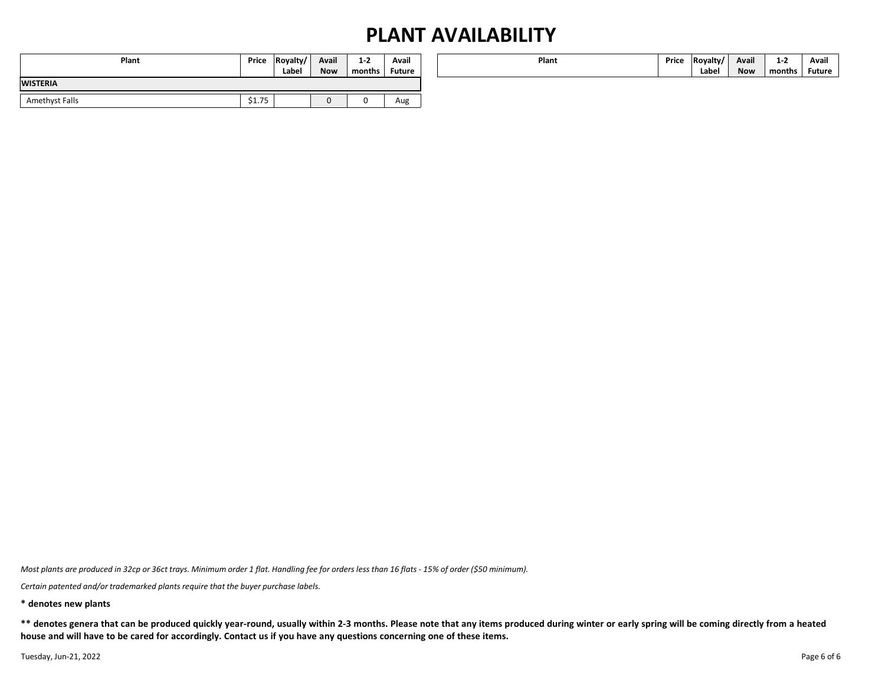# PLANT AVAILABILITY

| Plant | Price | Royalty/ Label | Avail Now | 1-2 months | Avail Future |
|---|---|---|---|---|---|
| **WISTERIA** | | | | | |
| Amethyst Falls | $1.75 | | 0 | 0 | Aug |

*Most plants are produced in 32cp or 36ct trays. Minimum order 1 flat. Handling fee for orders less than 16 flats - 15% of order ($50 minimum).*

*Certain patented and/or trademarked plants require that the buyer purchase labels.*

**\* denotes new plants**

**\*\* denotes genera that can be produced quickly year-round, usually within 2-3 months. Please note that any items produced during winter or early spring will be coming directly from a heated house and will have to be cared for accordingly. Contact us if you have any questions concerning one of these items.**

Tuesday, Jun-21, 2022